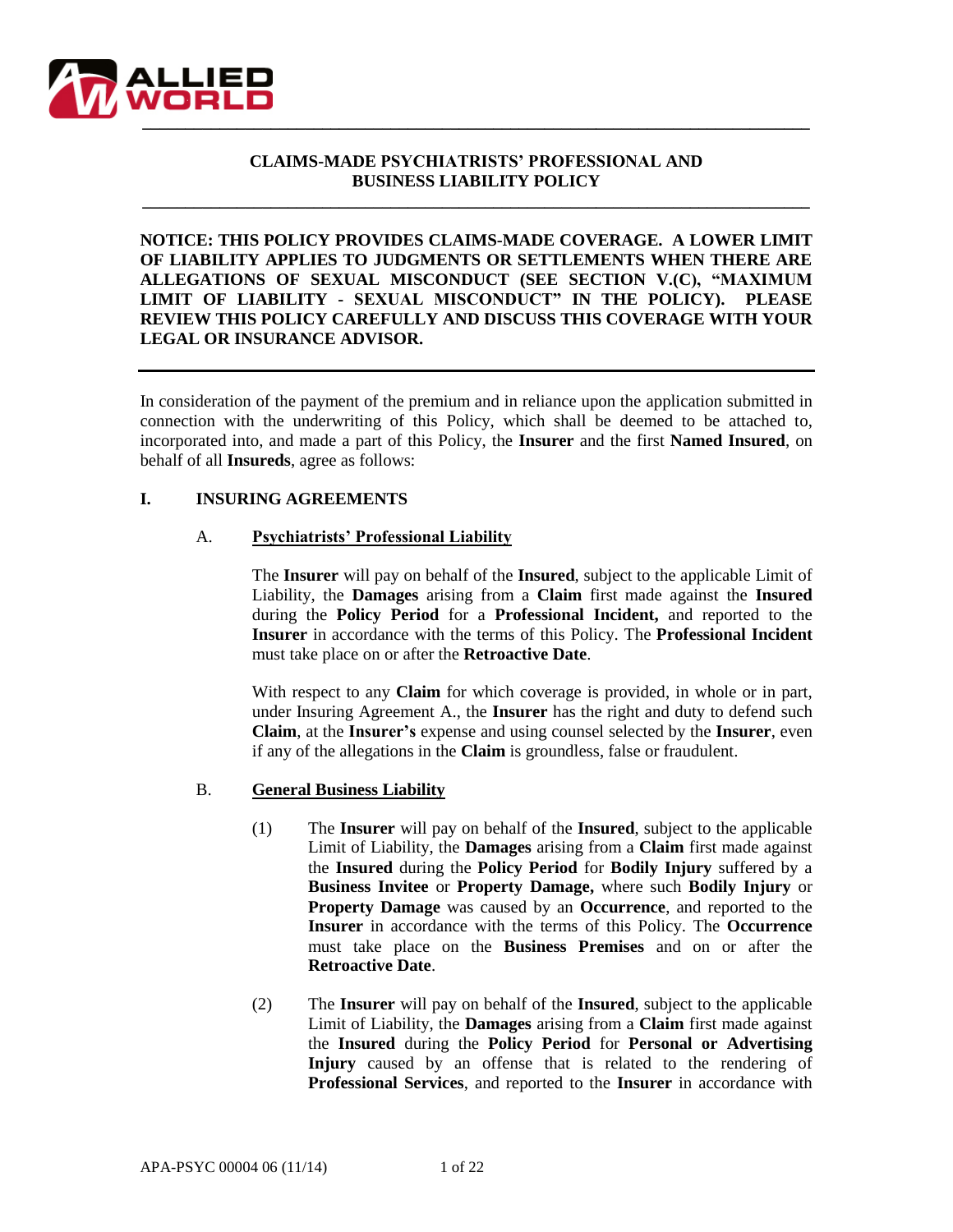# CLAIMS-MADE PSYCHIATRISTS' PROFESSIONAL AND BUSINESS LIABILITY POLICY

**NOTICE: THIS POLICY PROVIDES CLAIMS-MADE COVERAGE. A LOWER LIMIT OF LIABILITY APPLIES TO JUDGMENTS OR SETTLEMENTS WHEN THERE ARE ALLEGATIONS OF SEXUAL MISCONDUCT (SEE SECTION V.(C), "MAXIMUM LIMIT OF LIABILITY - SEXUAL MISCONDUCT" IN THE POLICY). PLEASE REVIEW THIS POLICY CAREFULLY AND DISCUSS THIS COVERAGE WITH YOUR LEGAL OR INSURANCE ADVISOR.**

---

In consideration of the payment of the premium and in reliance upon the application submitted in connection with the underwriting of this Policy, which shall be deemed to be attached to, incorporated into, and made a part of this Policy, the **Insurer** and the first **Named Insured**, on behalf of all **Insureds**, agree as follows:

## I. INSURING AGREEMENTS

### A. Psychiatrists' Professional Liability

The **Insurer** will pay on behalf of the **Insured**, subject to the applicable Limit of Liability, the **Damages** arising from a **Claim** first made against the **Insured** during the **Policy Period** for a **Professional Incident,** and reported to the **Insurer** in accordance with the terms of this Policy. The **Professional Incident** must take place on or after the **Retroactive Date**.

With respect to any **Claim** for which coverage is provided, in whole or in part, under Insuring Agreement A., the **Insurer** has the right and duty to defend such **Claim**, at the **Insurer's** expense and using counsel selected by the **Insurer**, even if any of the allegations in the **Claim** is groundless, false or fraudulent.

### B. General Business Liability

(1) The **Insurer** will pay on behalf of the **Insured**, subject to the applicable Limit of Liability, the **Damages** arising from a **Claim** first made against the **Insured** during the **Policy Period** for **Bodily Injury** suffered by a **Business Invitee** or **Property Damage,** where such **Bodily Injury** or **Property Damage** was caused by an **Occurrence**, and reported to the **Insurer** in accordance with the terms of this Policy. The **Occurrence** must take place on the **Business Premises** and on or after the **Retroactive Date**.

(2) The **Insurer** will pay on behalf of the **Insured**, subject to the applicable Limit of Liability, the **Damages** arising from a **Claim** first made against the **Insured** during the **Policy Period** for **Personal or Advertising Injury** caused by an offense that is related to the rendering of **Professional Services**, and reported to the **Insurer** in accordance with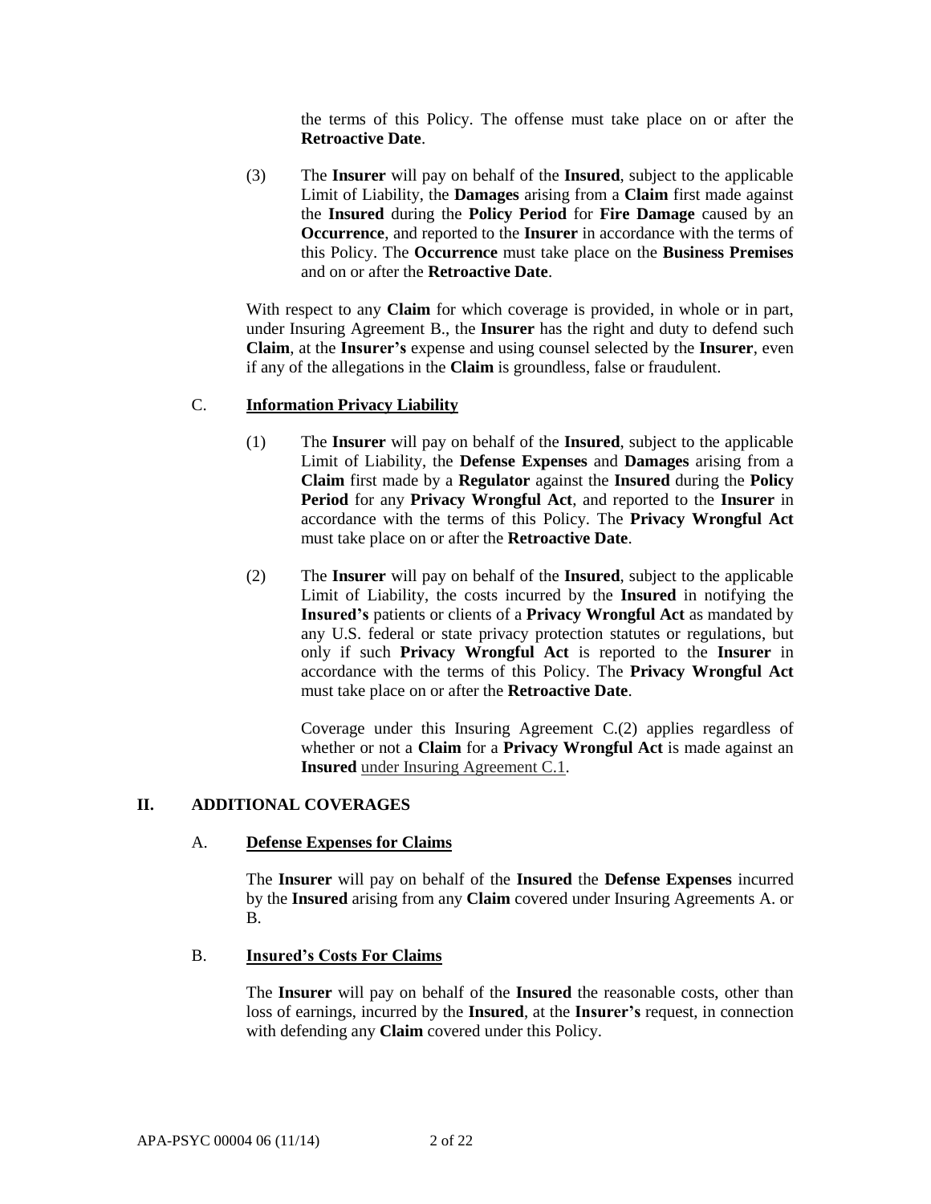the terms of this Policy. The offense must take place on or after the **Retroactive Date**.

(3) The **Insurer** will pay on behalf of the **Insured**, subject to the applicable Limit of Liability, the **Damages** arising from a **Claim** first made against the **Insured** during the **Policy Period** for **Fire Damage** caused by an **Occurrence**, and reported to the **Insurer** in accordance with the terms of this Policy. The **Occurrence** must take place on the **Business Premises** and on or after the **Retroactive Date**.

With respect to any **Claim** for which coverage is provided, in whole or in part, under Insuring Agreement B., the **Insurer** has the right and duty to defend such **Claim**, at the **Insurer's** expense and using counsel selected by the **Insurer**, even if any of the allegations in the **Claim** is groundless, false or fraudulent.

C. **Information Privacy Liability**

(1) The **Insurer** will pay on behalf of the **Insured**, subject to the applicable Limit of Liability, the **Defense Expenses** and **Damages** arising from a **Claim** first made by a **Regulator** against the **Insured** during the **Policy Period** for any **Privacy Wrongful Act**, and reported to the **Insurer** in accordance with the terms of this Policy. The **Privacy Wrongful Act** must take place on or after the **Retroactive Date**.

(2) The **Insurer** will pay on behalf of the **Insured**, subject to the applicable Limit of Liability, the costs incurred by the **Insured** in notifying the **Insured's** patients or clients of a **Privacy Wrongful Act** as mandated by any U.S. federal or state privacy protection statutes or regulations, but only if such **Privacy Wrongful Act** is reported to the **Insurer** in accordance with the terms of this Policy. The **Privacy Wrongful Act** must take place on or after the **Retroactive Date**.

Coverage under this Insuring Agreement C.(2) applies regardless of whether or not a **Claim** for a **Privacy Wrongful Act** is made against an **Insured** under Insuring Agreement C.1.

## II. ADDITIONAL COVERAGES

A. **Defense Expenses for Claims**

The **Insurer** will pay on behalf of the **Insured** the **Defense Expenses** incurred by the **Insured** arising from any **Claim** covered under Insuring Agreements A. or B.

B. **Insured's Costs For Claims**

The **Insurer** will pay on behalf of the **Insured** the reasonable costs, other than loss of earnings, incurred by the **Insured**, at the **Insurer's** request, in connection with defending any **Claim** covered under this Policy.

APA-PSYC 00004 06 (11/14)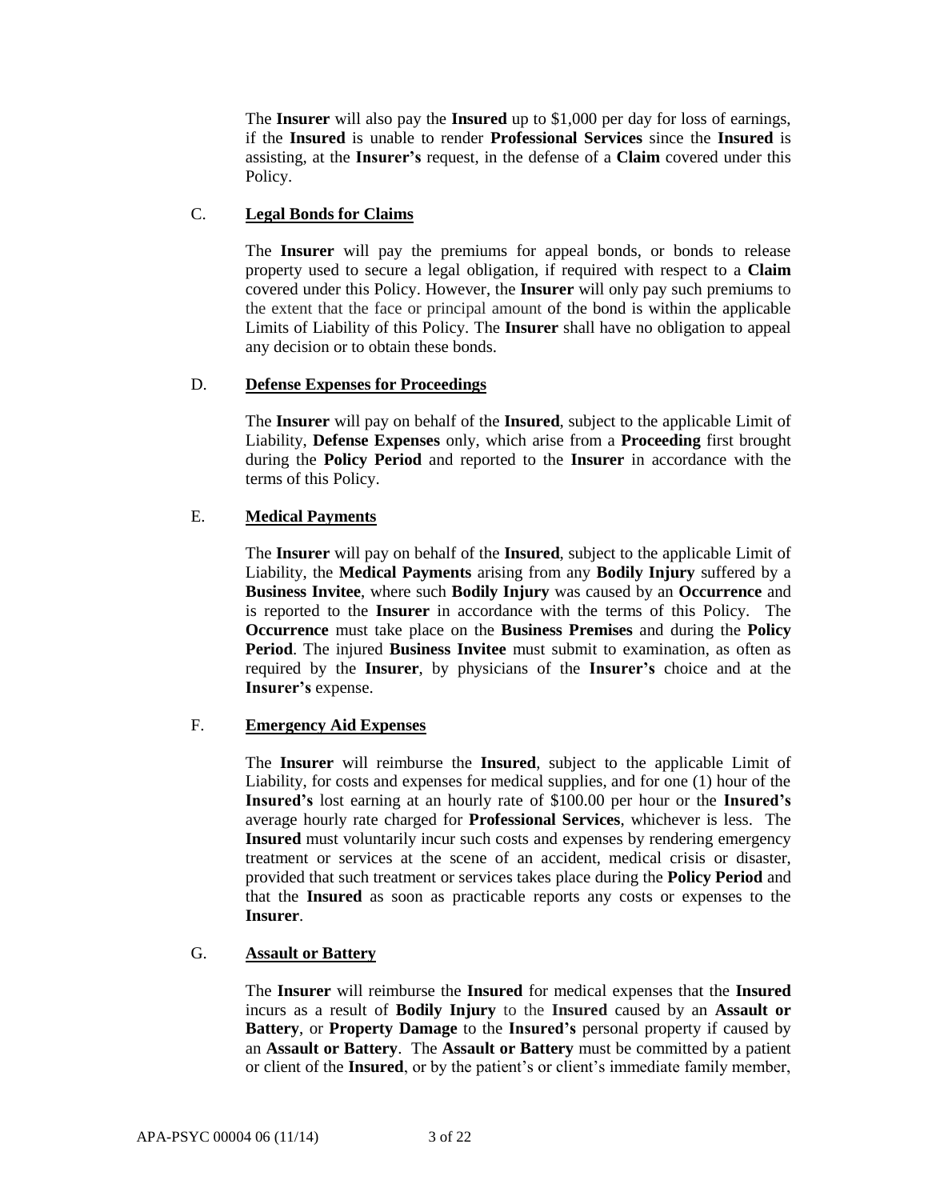The **Insurer** will also pay the **Insured** up to $1,000 per day for loss of earnings, if the **Insured** is unable to render **Professional Services** since the **Insured** is assisting, at the **Insurer's** request, in the defense of a **Claim** covered under this Policy.

C. **Legal Bonds for Claims**

The **Insurer** will pay the premiums for appeal bonds, or bonds to release property used to secure a legal obligation, if required with respect to a **Claim** covered under this Policy. However, the **Insurer** will only pay such premiums to the extent that the face or principal amount of the bond is within the applicable Limits of Liability of this Policy. The **Insurer** shall have no obligation to appeal any decision or to obtain these bonds.

D. **Defense Expenses for Proceedings**

The **Insurer** will pay on behalf of the **Insured**, subject to the applicable Limit of Liability, **Defense Expenses** only, which arise from a **Proceeding** first brought during the **Policy Period** and reported to the **Insurer** in accordance with the terms of this Policy.

E. **Medical Payments**

The **Insurer** will pay on behalf of the **Insured**, subject to the applicable Limit of Liability, the **Medical Payments** arising from any **Bodily Injury** suffered by a **Business Invitee**, where such **Bodily Injury** was caused by an **Occurrence** and is reported to the **Insurer** in accordance with the terms of this Policy. The **Occurrence** must take place on the **Business Premises** and during the **Policy Period**. The injured **Business Invitee** must submit to examination, as often as required by the **Insurer**, by physicians of the **Insurer's** choice and at the **Insurer's** expense.

F. **Emergency Aid Expenses**

The **Insurer** will reimburse the **Insured**, subject to the applicable Limit of Liability, for costs and expenses for medical supplies, and for one (1) hour of the **Insured's** lost earning at an hourly rate of $100.00 per hour or the **Insured's** average hourly rate charged for **Professional Services**, whichever is less. The **Insured** must voluntarily incur such costs and expenses by rendering emergency treatment or services at the scene of an accident, medical crisis or disaster, provided that such treatment or services takes place during the **Policy Period** and that the **Insured** as soon as practicable reports any costs or expenses to the **Insurer**.

G. **Assault or Battery**

The **Insurer** will reimburse the **Insured** for medical expenses that the **Insured** incurs as a result of **Bodily Injury** to the **Insured** caused by an **Assault or Battery**, or **Property Damage** to the **Insured's** personal property if caused by an **Assault or Battery**. The **Assault or Battery** must be committed by a patient or client of the **Insured**, or by the patient's or client's immediate family member,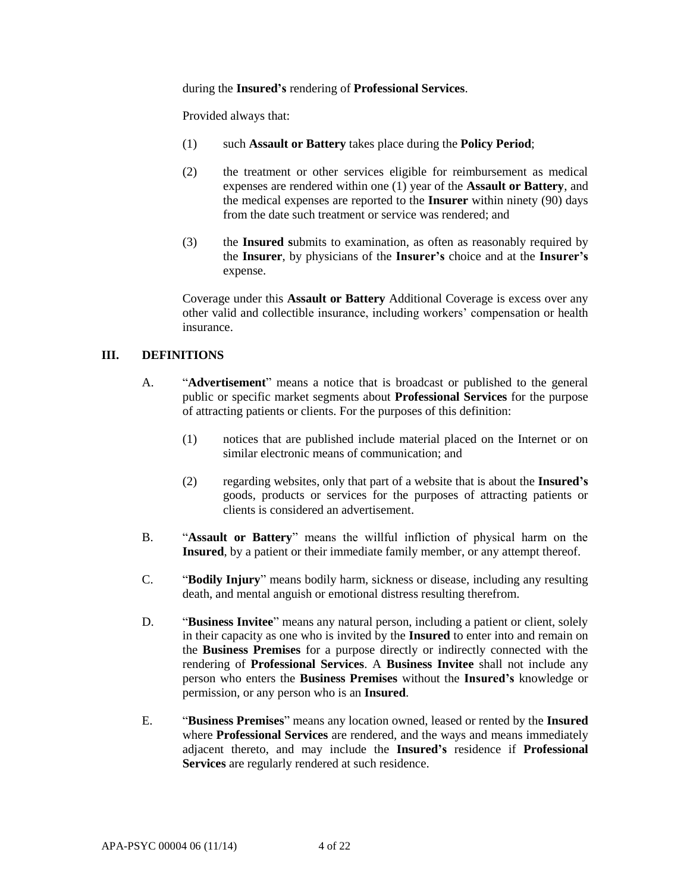during the **Insured's** rendering of **Professional Services**.

Provided always that:

(1) such **Assault or Battery** takes place during the **Policy Period**;

(2) the treatment or other services eligible for reimbursement as medical expenses are rendered within one (1) year of the **Assault or Battery**, and the medical expenses are reported to the **Insurer** within ninety (90) days from the date such treatment or service was rendered; and

(3) the **Insured s**ubmits to examination, as often as reasonably required by the **Insurer**, by physicians of the **Insurer's** choice and at the **Insurer's** expense.

Coverage under this **Assault or Battery** Additional Coverage is excess over any other valid and collectible insurance, including workers' compensation or health insurance.

## III. DEFINITIONS

A. "**Advertisement**" means a notice that is broadcast or published to the general public or specific market segments about **Professional Services** for the purpose of attracting patients or clients. For the purposes of this definition:

(1) notices that are published include material placed on the Internet or on similar electronic means of communication; and

(2) regarding websites, only that part of a website that is about the **Insured's** goods, products or services for the purposes of attracting patients or clients is considered an advertisement.

B. "**Assault or Battery**" means the willful infliction of physical harm on the **Insured**, by a patient or their immediate family member, or any attempt thereof.

C. "**Bodily Injury**" means bodily harm, sickness or disease, including any resulting death, and mental anguish or emotional distress resulting therefrom.

D. "**Business Invitee**" means any natural person, including a patient or client, solely in their capacity as one who is invited by the **Insured** to enter into and remain on the **Business Premises** for a purpose directly or indirectly connected with the rendering of **Professional Services**. A **Business Invitee** shall not include any person who enters the **Business Premises** without the **Insured's** knowledge or permission, or any person who is an **Insured**.

E. "**Business Premises**" means any location owned, leased or rented by the **Insured** where **Professional Services** are rendered, and the ways and means immediately adjacent thereto, and may include the **Insured's** residence if **Professional Services** are regularly rendered at such residence.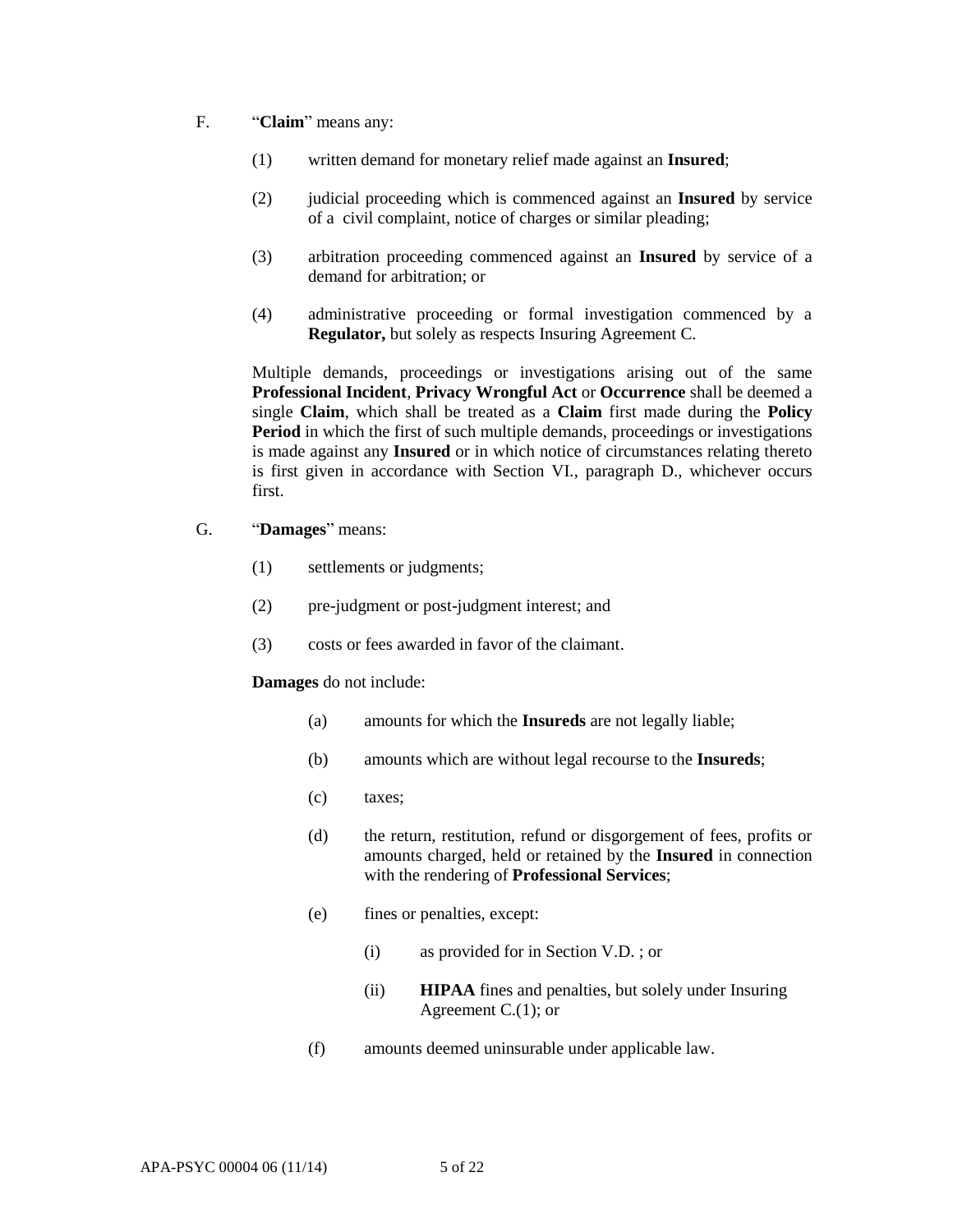F. "**Claim**" means any:

   (1) written demand for monetary relief made against an **Insured**;

   (2) judicial proceeding which is commenced against an **Insured** by service of a civil complaint, notice of charges or similar pleading;

   (3) arbitration proceeding commenced against an **Insured** by service of a demand for arbitration; or

   (4) administrative proceeding or formal investigation commenced by a **Regulator,** but solely as respects Insuring Agreement C.

   Multiple demands, proceedings or investigations arising out of the same **Professional Incident**, **Privacy Wrongful Act** or **Occurrence** shall be deemed a single **Claim**, which shall be treated as a **Claim** first made during the **Policy Period** in which the first of such multiple demands, proceedings or investigations is made against any **Insured** or in which notice of circumstances relating thereto is first given in accordance with Section VI., paragraph D., whichever occurs first.

G. "**Damages**" means:

   (1) settlements or judgments;

   (2) pre-judgment or post-judgment interest; and

   (3) costs or fees awarded in favor of the claimant.

   **Damages** do not include:

   (a) amounts for which the **Insureds** are not legally liable;

   (b) amounts which are without legal recourse to the **Insureds**;

   (c) taxes;

   (d) the return, restitution, refund or disgorgement of fees, profits or amounts charged, held or retained by the **Insured** in connection with the rendering of **Professional Services**;

   (e) fines or penalties, except:

      (i) as provided for in Section V.D. ; or

      (ii) **HIPAA** fines and penalties, but solely under Insuring Agreement C.(1); or

   (f) amounts deemed uninsurable under applicable law.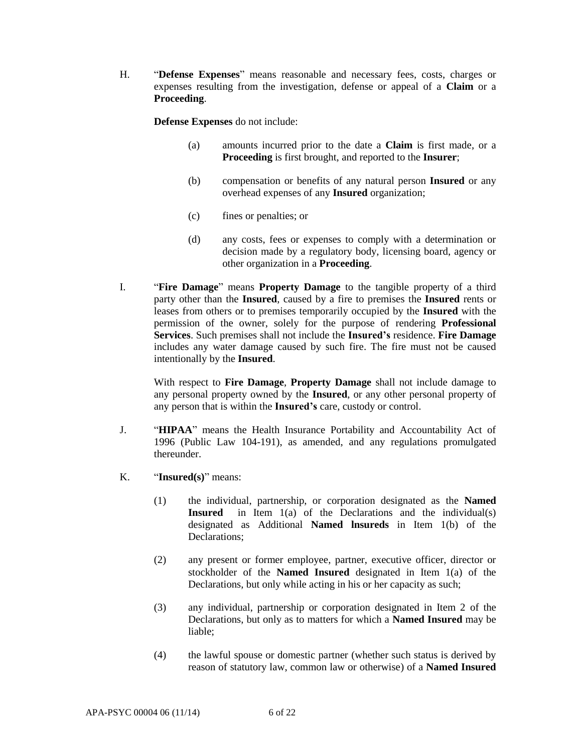H. "**Defense Expenses**" means reasonable and necessary fees, costs, charges or expenses resulting from the investigation, defense or appeal of a **Claim** or a **Proceeding**.

**Defense Expenses** do not include:

(a) amounts incurred prior to the date a **Claim** is first made, or a **Proceeding** is first brought, and reported to the **Insurer**;

(b) compensation or benefits of any natural person **Insured** or any overhead expenses of any **Insured** organization;

(c) fines or penalties; or

(d) any costs, fees or expenses to comply with a determination or decision made by a regulatory body, licensing board, agency or other organization in a **Proceeding**.

I. "**Fire Damage**" means **Property Damage** to the tangible property of a third party other than the **Insured**, caused by a fire to premises the **Insured** rents or leases from others or to premises temporarily occupied by the **Insured** with the permission of the owner, solely for the purpose of rendering **Professional Services**. Such premises shall not include the **Insured's** residence. **Fire Damage** includes any water damage caused by such fire. The fire must not be caused intentionally by the **Insured**.

With respect to **Fire Damage**, **Property Damage** shall not include damage to any personal property owned by the **Insured**, or any other personal property of any person that is within the **Insured's** care, custody or control.

J. "**HIPAA**" means the Health Insurance Portability and Accountability Act of 1996 (Public Law 104-191), as amended, and any regulations promulgated thereunder.

K. "**Insured(s)**" means:

(1) the individual, partnership, or corporation designated as the **Named Insured** in Item 1(a) of the Declarations and the individual(s) designated as Additional **Named lnsureds** in Item 1(b) of the Declarations;

(2) any present or former employee, partner, executive officer, director or stockholder of the **Named Insured** designated in Item 1(a) of the Declarations, but only while acting in his or her capacity as such;

(3) any individual, partnership or corporation designated in Item 2 of the Declarations, but only as to matters for which a **Named Insured** may be liable;

(4) the lawful spouse or domestic partner (whether such status is derived by reason of statutory law, common law or otherwise) of a **Named Insured**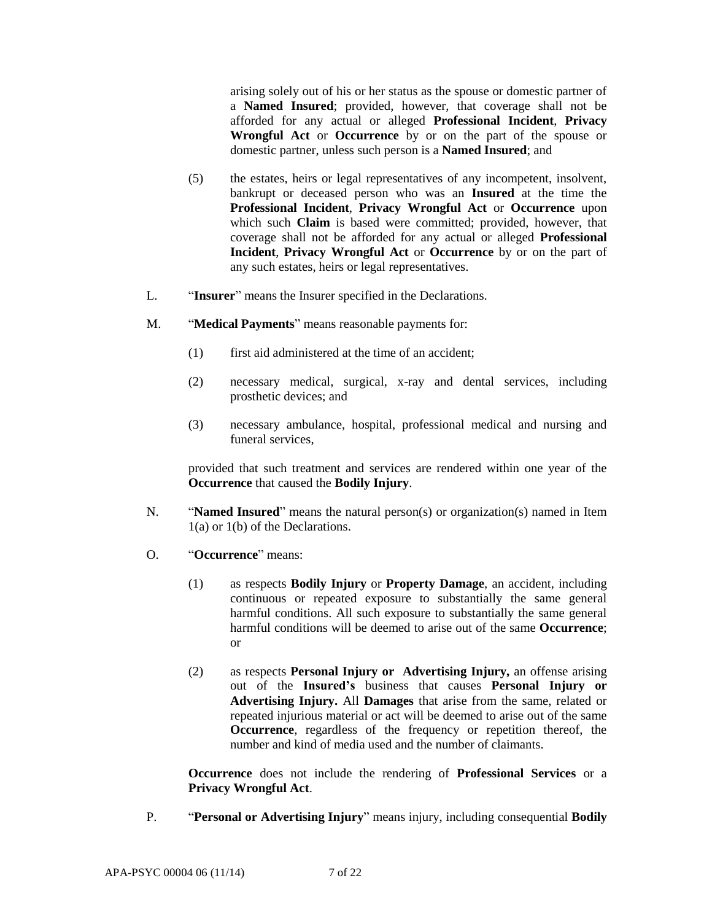arising solely out of his or her status as the spouse or domestic partner of a **Named Insured**; provided, however, that coverage shall not be afforded for any actual or alleged **Professional Incident**, **Privacy Wrongful Act** or **Occurrence** by or on the part of the spouse or domestic partner, unless such person is a **Named Insured**; and

(5) the estates, heirs or legal representatives of any incompetent, insolvent, bankrupt or deceased person who was an **Insured** at the time the **Professional Incident**, **Privacy Wrongful Act** or **Occurrence** upon which such **Claim** is based were committed; provided, however, that coverage shall not be afforded for any actual or alleged **Professional Incident**, **Privacy Wrongful Act** or **Occurrence** by or on the part of any such estates, heirs or legal representatives.

L. "**Insurer**" means the Insurer specified in the Declarations.

M. "**Medical Payments**" means reasonable payments for:

(1) first aid administered at the time of an accident;

(2) necessary medical, surgical, x-ray and dental services, including prosthetic devices; and

(3) necessary ambulance, hospital, professional medical and nursing and funeral services,

provided that such treatment and services are rendered within one year of the **Occurrence** that caused the **Bodily Injury**.

N. "**Named Insured**" means the natural person(s) or organization(s) named in Item 1(a) or 1(b) of the Declarations.

O. "**Occurrence**" means:

(1) as respects **Bodily Injury** or **Property Damage**, an accident, including continuous or repeated exposure to substantially the same general harmful conditions. All such exposure to substantially the same general harmful conditions will be deemed to arise out of the same **Occurrence**; or

(2) as respects **Personal Injury or Advertising Injury,** an offense arising out of the **Insured's** business that causes **Personal Injury or Advertising Injury.** All **Damages** that arise from the same, related or repeated injurious material or act will be deemed to arise out of the same **Occurrence**, regardless of the frequency or repetition thereof, the number and kind of media used and the number of claimants.

**Occurrence** does not include the rendering of **Professional Services** or a **Privacy Wrongful Act**.

P. "**Personal or Advertising Injury**" means injury, including consequential **Bodily**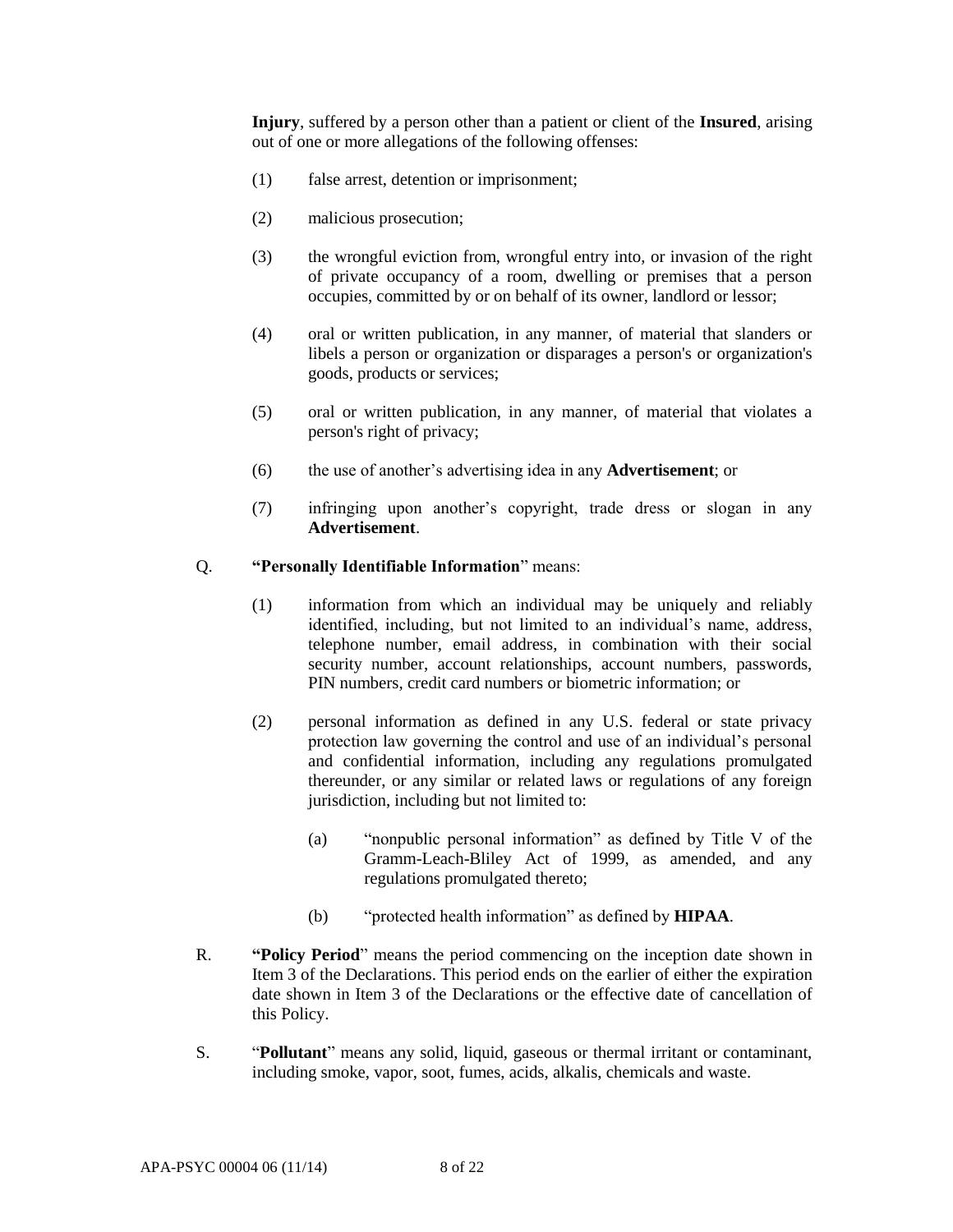**Injury**, suffered by a person other than a patient or client of the **Insured**, arising out of one or more allegations of the following offenses:

(1) false arrest, detention or imprisonment;

(2) malicious prosecution;

(3) the wrongful eviction from, wrongful entry into, or invasion of the right of private occupancy of a room, dwelling or premises that a person occupies, committed by or on behalf of its owner, landlord or lessor;

(4) oral or written publication, in any manner, of material that slanders or libels a person or organization or disparages a person's or organization's goods, products or services;

(5) oral or written publication, in any manner, of material that violates a person's right of privacy;

(6) the use of another's advertising idea in any **Advertisement**; or

(7) infringing upon another's copyright, trade dress or slogan in any **Advertisement**.

Q. **"Personally Identifiable Information"** means:

(1) information from which an individual may be uniquely and reliably identified, including, but not limited to an individual's name, address, telephone number, email address, in combination with their social security number, account relationships, account numbers, passwords, PIN numbers, credit card numbers or biometric information; or

(2) personal information as defined in any U.S. federal or state privacy protection law governing the control and use of an individual's personal and confidential information, including any regulations promulgated thereunder, or any similar or related laws or regulations of any foreign jurisdiction, including but not limited to:

(a) "nonpublic personal information" as defined by Title V of the Gramm-Leach-Bliley Act of 1999, as amended, and any regulations promulgated thereto;

(b) "protected health information" as defined by **HIPAA**.

R. **"Policy Period"** means the period commencing on the inception date shown in Item 3 of the Declarations. This period ends on the earlier of either the expiration date shown in Item 3 of the Declarations or the effective date of cancellation of this Policy.

S. "**Pollutant**" means any solid, liquid, gaseous or thermal irritant or contaminant, including smoke, vapor, soot, fumes, acids, alkalis, chemicals and waste.

APA-PSYC 00004 06 (11/14)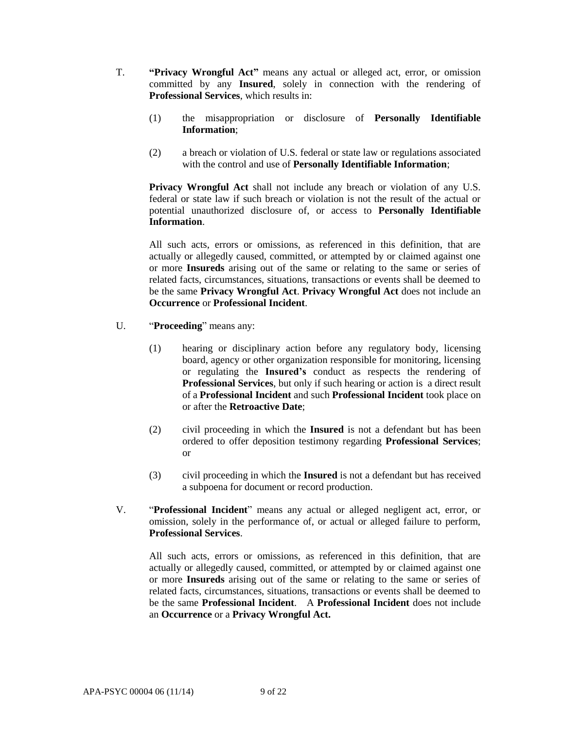T. **"Privacy Wrongful Act"** means any actual or alleged act, error, or omission committed by any **Insured**, solely in connection with the rendering of **Professional Services**, which results in:

   (1) the misappropriation or disclosure of **Personally Identifiable Information**;

   (2) a breach or violation of U.S. federal or state law or regulations associated with the control and use of **Personally Identifiable Information**;

   **Privacy Wrongful Act** shall not include any breach or violation of any U.S. federal or state law if such breach or violation is not the result of the actual or potential unauthorized disclosure of, or access to **Personally Identifiable Information**.

   All such acts, errors or omissions, as referenced in this definition, that are actually or allegedly caused, committed, or attempted by or claimed against one or more **Insureds** arising out of the same or relating to the same or series of related facts, circumstances, situations, transactions or events shall be deemed to be the same **Privacy Wrongful Act**. **Privacy Wrongful Act** does not include an **Occurrence** or **Professional Incident**.

U. "**Proceeding**" means any:

   (1) hearing or disciplinary action before any regulatory body, licensing board, agency or other organization responsible for monitoring, licensing or regulating the **Insured's** conduct as respects the rendering of **Professional Services**, but only if such hearing or action is a direct result of a **Professional Incident** and such **Professional Incident** took place on or after the **Retroactive Date**;

   (2) civil proceeding in which the **Insured** is not a defendant but has been ordered to offer deposition testimony regarding **Professional Services**; or

   (3) civil proceeding in which the **Insured** is not a defendant but has received a subpoena for document or record production.

V. "**Professional Incident**" means any actual or alleged negligent act, error, or omission, solely in the performance of, or actual or alleged failure to perform, **Professional Services**.

   All such acts, errors or omissions, as referenced in this definition, that are actually or allegedly caused, committed, or attempted by or claimed against one or more **Insureds** arising out of the same or relating to the same or series of related facts, circumstances, situations, transactions or events shall be deemed to be the same **Professional Incident**. A **Professional Incident** does not include an **Occurrence** or a **Privacy Wrongful Act.**

APA-PSYC 00004 06 (11/14)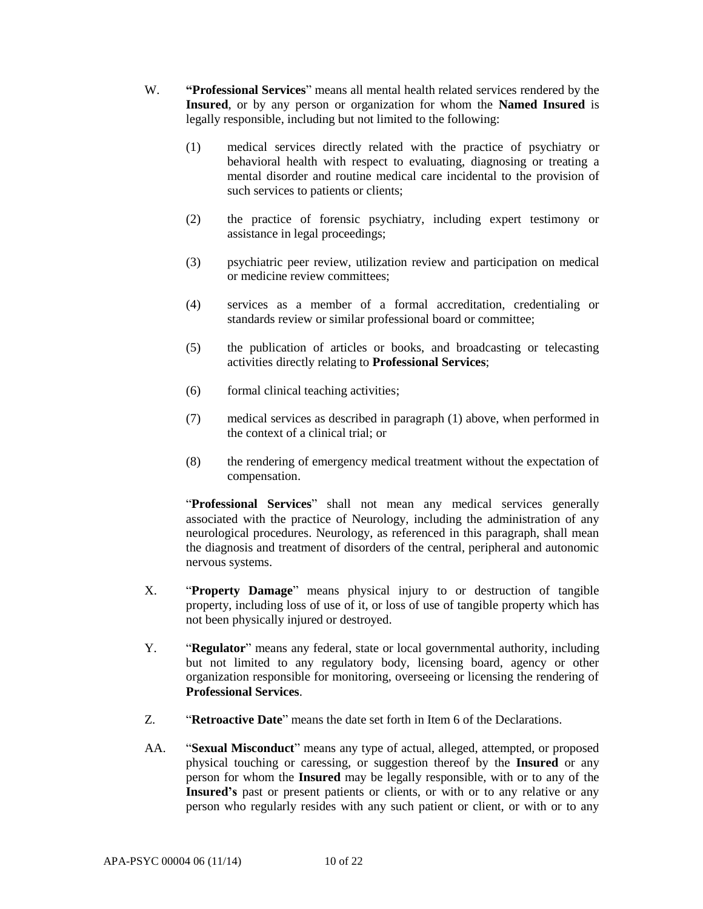W. "**Professional Services**" means all mental health related services rendered by the **Insured**, or by any person or organization for whom the **Named Insured** is legally responsible, including but not limited to the following:

   (1) medical services directly related with the practice of psychiatry or behavioral health with respect to evaluating, diagnosing or treating a mental disorder and routine medical care incidental to the provision of such services to patients or clients;

   (2) the practice of forensic psychiatry, including expert testimony or assistance in legal proceedings;

   (3) psychiatric peer review, utilization review and participation on medical or medicine review committees;

   (4) services as a member of a formal accreditation, credentialing or standards review or similar professional board or committee;

   (5) the publication of articles or books, and broadcasting or telecasting activities directly relating to **Professional Services**;

   (6) formal clinical teaching activities;

   (7) medical services as described in paragraph (1) above, when performed in the context of a clinical trial; or

   (8) the rendering of emergency medical treatment without the expectation of compensation.

   "**Professional Services**" shall not mean any medical services generally associated with the practice of Neurology, including the administration of any neurological procedures. Neurology, as referenced in this paragraph, shall mean the diagnosis and treatment of disorders of the central, peripheral and autonomic nervous systems.

X. "**Property Damage**" means physical injury to or destruction of tangible property, including loss of use of it, or loss of use of tangible property which has not been physically injured or destroyed.

Y. "**Regulator**" means any federal, state or local governmental authority, including but not limited to any regulatory body, licensing board, agency or other organization responsible for monitoring, overseeing or licensing the rendering of **Professional Services**.

Z. "**Retroactive Date**" means the date set forth in Item 6 of the Declarations.

AA. "**Sexual Misconduct**" means any type of actual, alleged, attempted, or proposed physical touching or caressing, or suggestion thereof by the **Insured** or any person for whom the **Insured** may be legally responsible, with or to any of the **Insured's** past or present patients or clients, or with or to any relative or any person who regularly resides with any such patient or client, or with or to any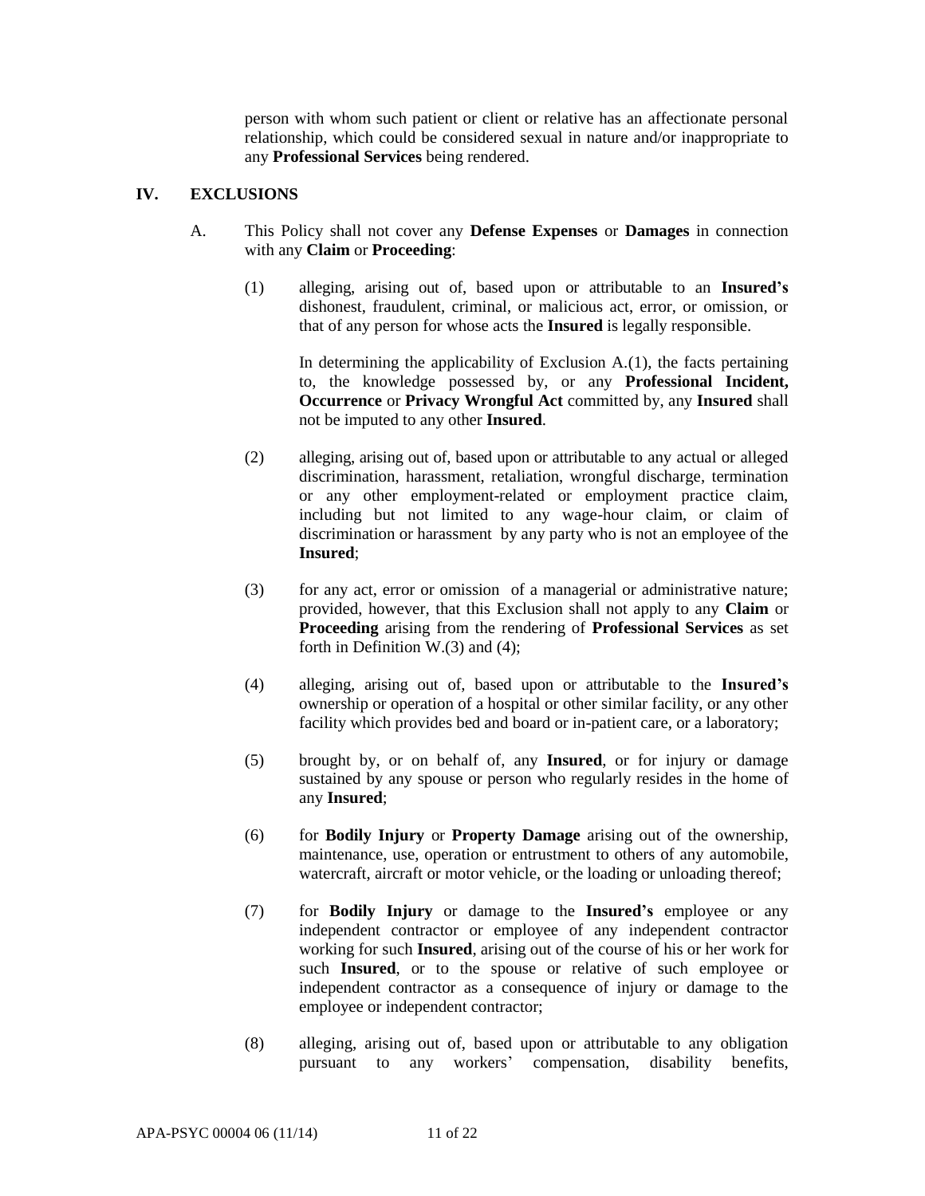person with whom such patient or client or relative has an affectionate personal relationship, which could be considered sexual in nature and/or inappropriate to any **Professional Services** being rendered.

## IV. EXCLUSIONS

A. This Policy shall not cover any **Defense Expenses** or **Damages** in connection with any **Claim** or **Proceeding**:

(1) alleging, arising out of, based upon or attributable to an **Insured's** dishonest, fraudulent, criminal, or malicious act, error, or omission, or that of any person for whose acts the **Insured** is legally responsible.

In determining the applicability of Exclusion A.(1), the facts pertaining to, the knowledge possessed by, or any **Professional Incident, Occurrence** or **Privacy Wrongful Act** committed by, any **Insured** shall not be imputed to any other **Insured**.

(2) alleging, arising out of, based upon or attributable to any actual or alleged discrimination, harassment, retaliation, wrongful discharge, termination or any other employment-related or employment practice claim, including but not limited to any wage-hour claim, or claim of discrimination or harassment by any party who is not an employee of the **Insured**;

(3) for any act, error or omission of a managerial or administrative nature; provided, however, that this Exclusion shall not apply to any **Claim** or **Proceeding** arising from the rendering of **Professional Services** as set forth in Definition W.(3) and (4);

(4) alleging, arising out of, based upon or attributable to the **Insured's** ownership or operation of a hospital or other similar facility, or any other facility which provides bed and board or in-patient care, or a laboratory;

(5) brought by, or on behalf of, any **Insured**, or for injury or damage sustained by any spouse or person who regularly resides in the home of any **Insured**;

(6) for **Bodily Injury** or **Property Damage** arising out of the ownership, maintenance, use, operation or entrustment to others of any automobile, watercraft, aircraft or motor vehicle, or the loading or unloading thereof;

(7) for **Bodily Injury** or damage to the **Insured's** employee or any independent contractor or employee of any independent contractor working for such **Insured**, arising out of the course of his or her work for such **Insured**, or to the spouse or relative of such employee or independent contractor as a consequence of injury or damage to the employee or independent contractor;

(8) alleging, arising out of, based upon or attributable to any obligation pursuant to any workers' compensation, disability benefits,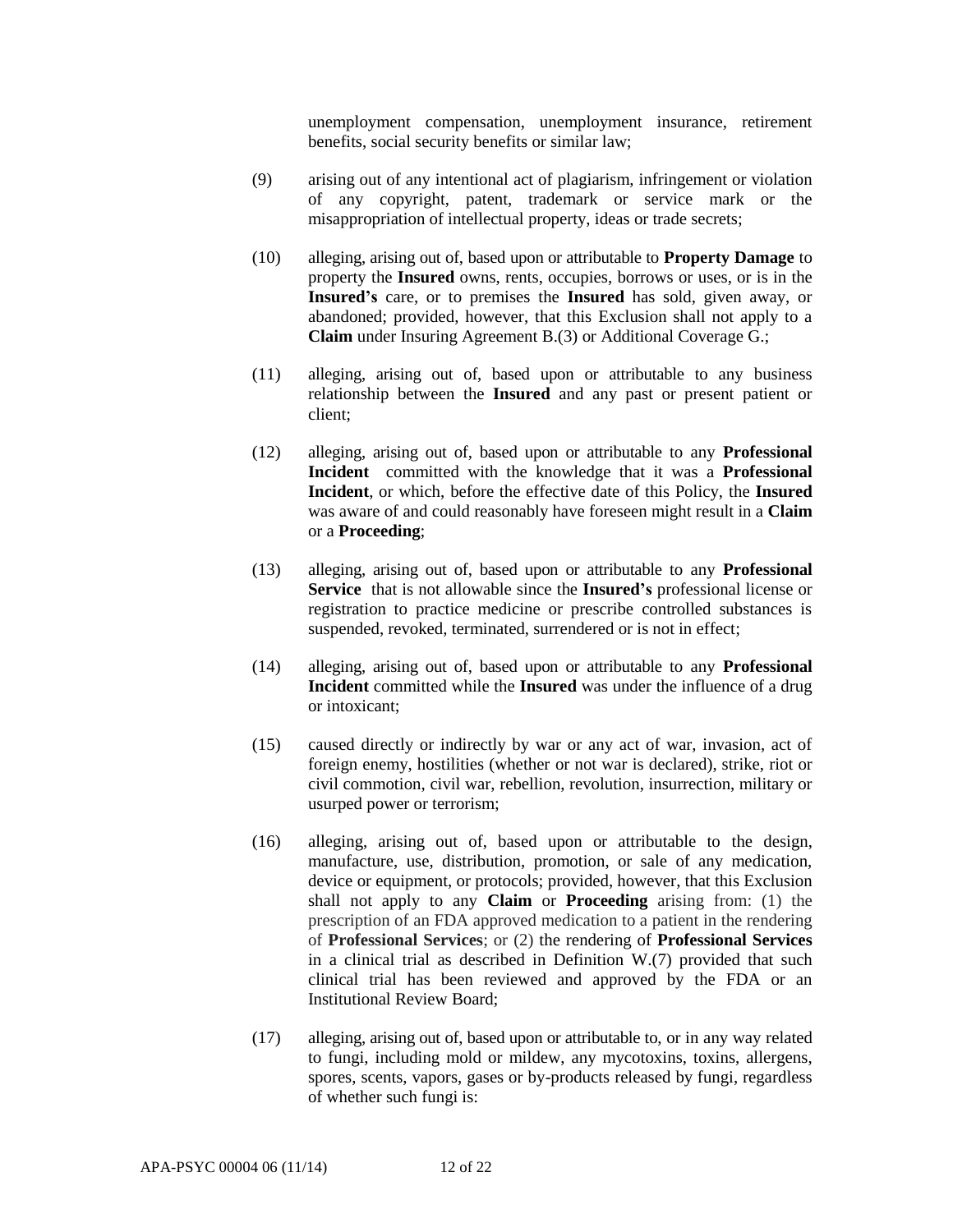unemployment compensation, unemployment insurance, retirement benefits, social security benefits or similar law;

(9) arising out of any intentional act of plagiarism, infringement or violation of any copyright, patent, trademark or service mark or the misappropriation of intellectual property, ideas or trade secrets;

(10) alleging, arising out of, based upon or attributable to **Property Damage** to property the **Insured** owns, rents, occupies, borrows or uses, or is in the **Insured's** care, or to premises the **Insured** has sold, given away, or abandoned; provided, however, that this Exclusion shall not apply to a **Claim** under Insuring Agreement B.(3) or Additional Coverage G.;

(11) alleging, arising out of, based upon or attributable to any business relationship between the **Insured** and any past or present patient or client;

(12) alleging, arising out of, based upon or attributable to any **Professional Incident** committed with the knowledge that it was a **Professional Incident**, or which, before the effective date of this Policy, the **Insured** was aware of and could reasonably have foreseen might result in a **Claim** or a **Proceeding**;

(13) alleging, arising out of, based upon or attributable to any **Professional Service** that is not allowable since the **Insured's** professional license or registration to practice medicine or prescribe controlled substances is suspended, revoked, terminated, surrendered or is not in effect;

(14) alleging, arising out of, based upon or attributable to any **Professional Incident** committed while the **Insured** was under the influence of a drug or intoxicant;

(15) caused directly or indirectly by war or any act of war, invasion, act of foreign enemy, hostilities (whether or not war is declared), strike, riot or civil commotion, civil war, rebellion, revolution, insurrection, military or usurped power or terrorism;

(16) alleging, arising out of, based upon or attributable to the design, manufacture, use, distribution, promotion, or sale of any medication, device or equipment, or protocols; provided, however, that this Exclusion shall not apply to any **Claim** or **Proceeding** arising from: (1) the prescription of an FDA approved medication to a patient in the rendering of **Professional Services**; or (2) the rendering of **Professional Services** in a clinical trial as described in Definition W.(7) provided that such clinical trial has been reviewed and approved by the FDA or an Institutional Review Board;

(17) alleging, arising out of, based upon or attributable to, or in any way related to fungi, including mold or mildew, any mycotoxins, toxins, allergens, spores, scents, vapors, gases or by-products released by fungi, regardless of whether such fungi is: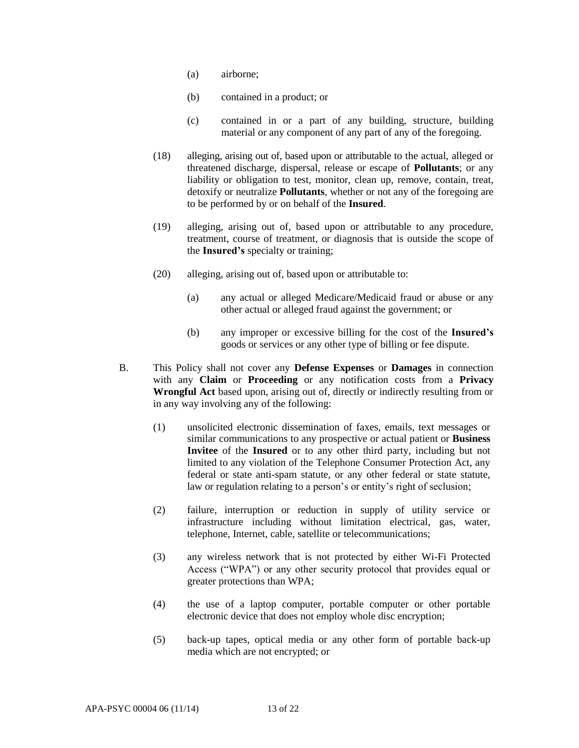(a) airborne;

(b) contained in a product; or

(c) contained in or a part of any building, structure, building material or any component of any part of any of the foregoing.

(18) alleging, arising out of, based upon or attributable to the actual, alleged or threatened discharge, dispersal, release or escape of **Pollutants**; or any liability or obligation to test, monitor, clean up, remove, contain, treat, detoxify or neutralize **Pollutants**, whether or not any of the foregoing are to be performed by or on behalf of the **Insured**.

(19) alleging, arising out of, based upon or attributable to any procedure, treatment, course of treatment, or diagnosis that is outside the scope of the **Insured's** specialty or training;

(20) alleging, arising out of, based upon or attributable to:

(a) any actual or alleged Medicare/Medicaid fraud or abuse or any other actual or alleged fraud against the government; or

(b) any improper or excessive billing for the cost of the **Insured's** goods or services or any other type of billing or fee dispute.

B. This Policy shall not cover any **Defense Expenses** or **Damages** in connection with any **Claim** or **Proceeding** or any notification costs from a **Privacy Wrongful Act** based upon, arising out of, directly or indirectly resulting from or in any way involving any of the following:

(1) unsolicited electronic dissemination of faxes, emails, text messages or similar communications to any prospective or actual patient or **Business Invitee** of the **Insured** or to any other third party, including but not limited to any violation of the Telephone Consumer Protection Act, any federal or state anti-spam statute, or any other federal or state statute, law or regulation relating to a person's or entity's right of seclusion;

(2) failure, interruption or reduction in supply of utility service or infrastructure including without limitation electrical, gas, water, telephone, Internet, cable, satellite or telecommunications;

(3) any wireless network that is not protected by either Wi-Fi Protected Access ("WPA") or any other security protocol that provides equal or greater protections than WPA;

(4) the use of a laptop computer, portable computer or other portable electronic device that does not employ whole disc encryption;

(5) back-up tapes, optical media or any other form of portable back-up media which are not encrypted; or

APA-PSYC 00004 06 (11/14)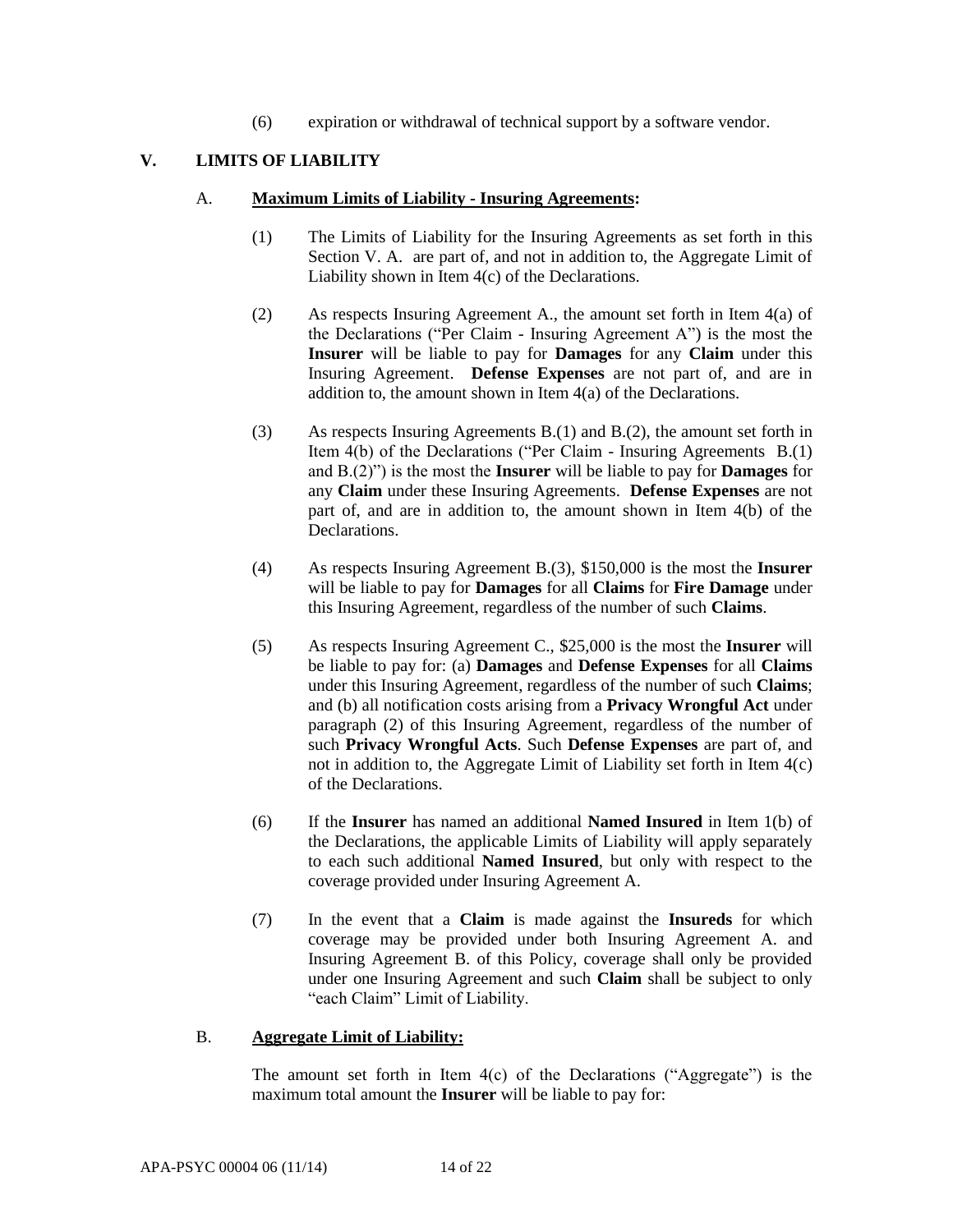(6) expiration or withdrawal of technical support by a software vendor.

## V. LIMITS OF LIABILITY

### A. Maximum Limits of Liability - Insuring Agreements:

(1) The Limits of Liability for the Insuring Agreements as set forth in this Section V. A. are part of, and not in addition to, the Aggregate Limit of Liability shown in Item 4(c) of the Declarations.

(2) As respects Insuring Agreement A., the amount set forth in Item 4(a) of the Declarations ("Per Claim - Insuring Agreement A") is the most the **Insurer** will be liable to pay for **Damages** for any **Claim** under this Insuring Agreement. **Defense Expenses** are not part of, and are in addition to, the amount shown in Item 4(a) of the Declarations.

(3) As respects Insuring Agreements B.(1) and B.(2), the amount set forth in Item 4(b) of the Declarations ("Per Claim - Insuring Agreements B.(1) and B.(2)") is the most the **Insurer** will be liable to pay for **Damages** for any **Claim** under these Insuring Agreements. **Defense Expenses** are not part of, and are in addition to, the amount shown in Item 4(b) of the Declarations.

(4) As respects Insuring Agreement B.(3), $150,000 is the most the **Insurer** will be liable to pay for **Damages** for all **Claims** for **Fire Damage** under this Insuring Agreement, regardless of the number of such **Claims**.

(5) As respects Insuring Agreement C., $25,000 is the most the **Insurer** will be liable to pay for: (a) **Damages** and **Defense Expenses** for all **Claims** under this Insuring Agreement, regardless of the number of such **Claims**; and (b) all notification costs arising from a **Privacy Wrongful Act** under paragraph (2) of this Insuring Agreement, regardless of the number of such **Privacy Wrongful Acts**. Such **Defense Expenses** are part of, and not in addition to, the Aggregate Limit of Liability set forth in Item 4(c) of the Declarations.

(6) If the **Insurer** has named an additional **Named Insured** in Item 1(b) of the Declarations, the applicable Limits of Liability will apply separately to each such additional **Named Insured**, but only with respect to the coverage provided under Insuring Agreement A.

(7) In the event that a **Claim** is made against the **Insureds** for which coverage may be provided under both Insuring Agreement A. and Insuring Agreement B. of this Policy, coverage shall only be provided under one Insuring Agreement and such **Claim** shall be subject to only "each Claim" Limit of Liability.

### B. Aggregate Limit of Liability:

The amount set forth in Item 4(c) of the Declarations ("Aggregate") is the maximum total amount the **Insurer** will be liable to pay for: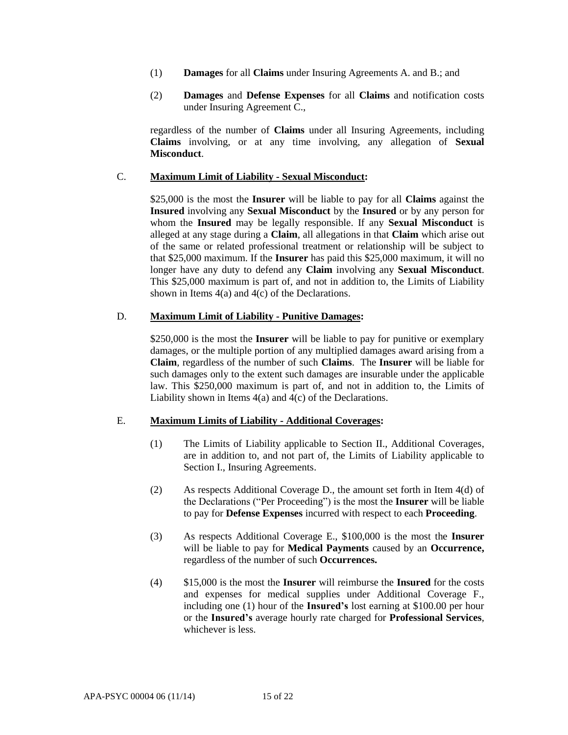(1) **Damages** for all **Claims** under Insuring Agreements A. and B.; and

(2) **Damages** and **Defense Expenses** for all **Claims** and notification costs under Insuring Agreement C.,

regardless of the number of **Claims** under all Insuring Agreements, including **Claims** involving, or at any time involving, any allegation of **Sexual Misconduct**.

C. **Maximum Limit of Liability - Sexual Misconduct:**

$25,000 is the most the **Insurer** will be liable to pay for all **Claims** against the **Insured** involving any **Sexual Misconduct** by the **Insured** or by any person for whom the **Insured** may be legally responsible. If any **Sexual Misconduct** is alleged at any stage during a **Claim**, all allegations in that **Claim** which arise out of the same or related professional treatment or relationship will be subject to that $25,000 maximum. If the **Insurer** has paid this $25,000 maximum, it will no longer have any duty to defend any **Claim** involving any **Sexual Misconduct**. This $25,000 maximum is part of, and not in addition to, the Limits of Liability shown in Items 4(a) and 4(c) of the Declarations.

D. **Maximum Limit of Liability - Punitive Damages:**

$250,000 is the most the **Insurer** will be liable to pay for punitive or exemplary damages, or the multiple portion of any multiplied damages award arising from a **Claim**, regardless of the number of such **Claims**. The **Insurer** will be liable for such damages only to the extent such damages are insurable under the applicable law. This $250,000 maximum is part of, and not in addition to, the Limits of Liability shown in Items 4(a) and 4(c) of the Declarations.

E. **Maximum Limits of Liability - Additional Coverages:**

(1) The Limits of Liability applicable to Section II., Additional Coverages, are in addition to, and not part of, the Limits of Liability applicable to Section I., Insuring Agreements.

(2) As respects Additional Coverage D., the amount set forth in Item 4(d) of the Declarations ("Per Proceeding") is the most the **Insurer** will be liable to pay for **Defense Expenses** incurred with respect to each **Proceeding**.

(3) As respects Additional Coverage E., $100,000 is the most the **Insurer** will be liable to pay for **Medical Payments** caused by an **Occurrence,** regardless of the number of such **Occurrences.**

(4) $15,000 is the most the **Insurer** will reimburse the **Insured** for the costs and expenses for medical supplies under Additional Coverage F., including one (1) hour of the **Insured's** lost earning at $100.00 per hour or the **Insured's** average hourly rate charged for **Professional Services**, whichever is less.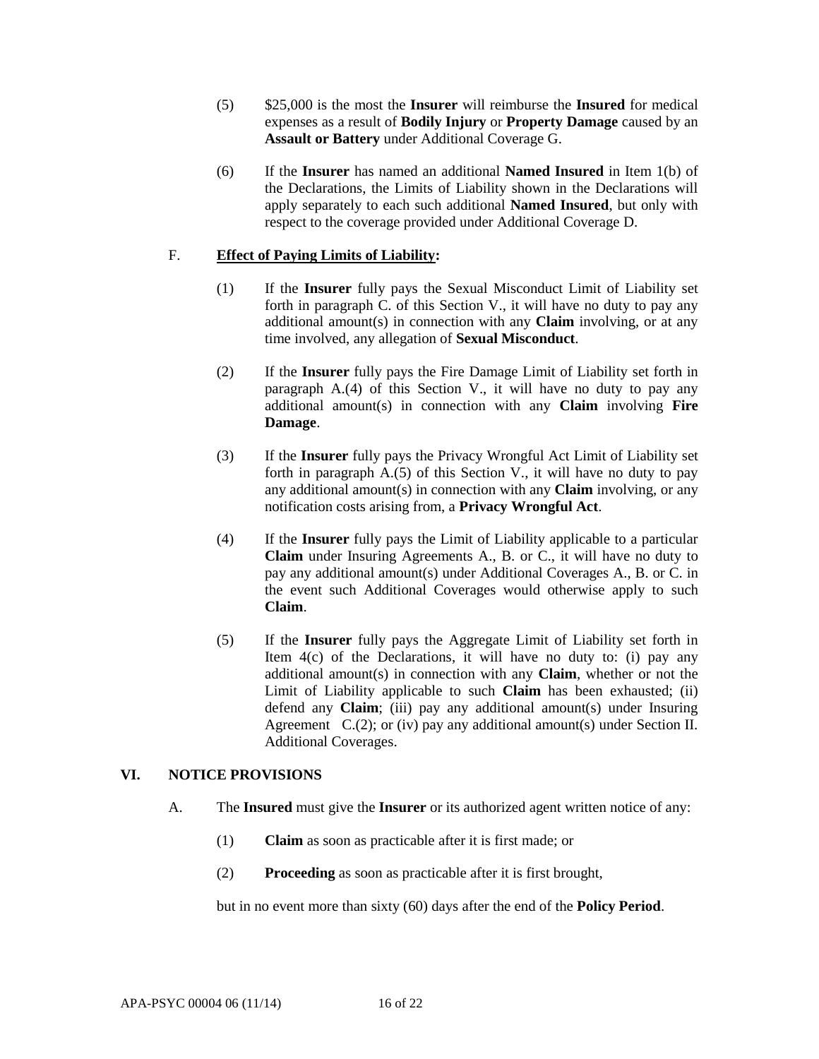(5) $25,000 is the most the **Insurer** will reimburse the **Insured** for medical expenses as a result of **Bodily Injury** or **Property Damage** caused by an **Assault or Battery** under Additional Coverage G.

(6) If the **Insurer** has named an additional **Named Insured** in Item 1(b) of the Declarations, the Limits of Liability shown in the Declarations will apply separately to each such additional **Named Insured**, but only with respect to the coverage provided under Additional Coverage D.

F. **Effect of Paying Limits of Liability:**

(1) If the **Insurer** fully pays the Sexual Misconduct Limit of Liability set forth in paragraph C. of this Section V., it will have no duty to pay any additional amount(s) in connection with any **Claim** involving, or at any time involved, any allegation of **Sexual Misconduct**.

(2) If the **Insurer** fully pays the Fire Damage Limit of Liability set forth in paragraph A.(4) of this Section V., it will have no duty to pay any additional amount(s) in connection with any **Claim** involving **Fire Damage**.

(3) If the **Insurer** fully pays the Privacy Wrongful Act Limit of Liability set forth in paragraph A.(5) of this Section V., it will have no duty to pay any additional amount(s) in connection with any **Claim** involving, or any notification costs arising from, a **Privacy Wrongful Act**.

(4) If the **Insurer** fully pays the Limit of Liability applicable to a particular **Claim** under Insuring Agreements A., B. or C., it will have no duty to pay any additional amount(s) under Additional Coverages A., B. or C. in the event such Additional Coverages would otherwise apply to such **Claim**.

(5) If the **Insurer** fully pays the Aggregate Limit of Liability set forth in Item 4(c) of the Declarations, it will have no duty to: (i) pay any additional amount(s) in connection with any **Claim**, whether or not the Limit of Liability applicable to such **Claim** has been exhausted; (ii) defend any **Claim**; (iii) pay any additional amount(s) under Insuring Agreement C.(2); or (iv) pay any additional amount(s) under Section II. Additional Coverages.

## VI. NOTICE PROVISIONS

A. The **Insured** must give the **Insurer** or its authorized agent written notice of any:

(1) **Claim** as soon as practicable after it is first made; or

(2) **Proceeding** as soon as practicable after it is first brought,

but in no event more than sixty (60) days after the end of the **Policy Period**.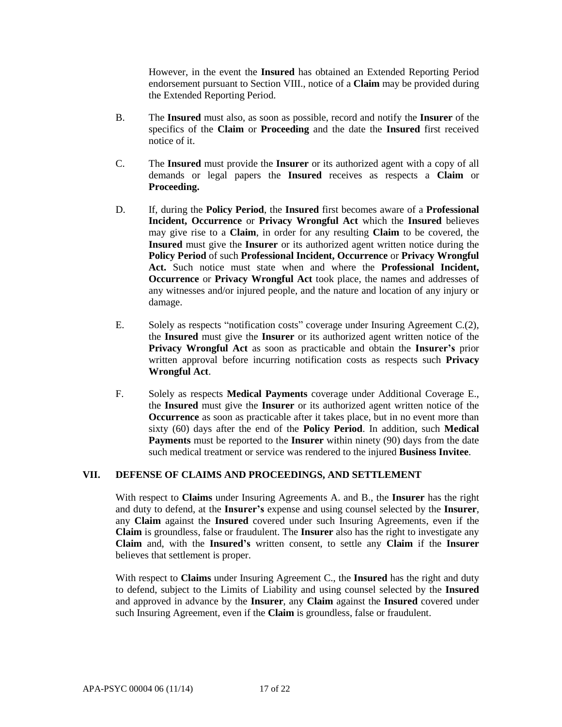However, in the event the **Insured** has obtained an Extended Reporting Period endorsement pursuant to Section VIII., notice of a **Claim** may be provided during the Extended Reporting Period.

B. The **Insured** must also, as soon as possible, record and notify the **Insurer** of the specifics of the **Claim** or **Proceeding** and the date the **Insured** first received notice of it.

C. The **Insured** must provide the **Insurer** or its authorized agent with a copy of all demands or legal papers the **Insured** receives as respects a **Claim** or **Proceeding.**

D. If, during the **Policy Period**, the **Insured** first becomes aware of a **Professional Incident, Occurrence** or **Privacy Wrongful Act** which the **Insured** believes may give rise to a **Claim**, in order for any resulting **Claim** to be covered, the **Insured** must give the **Insurer** or its authorized agent written notice during the **Policy Period** of such **Professional Incident, Occurrence** or **Privacy Wrongful Act.** Such notice must state when and where the **Professional Incident, Occurrence** or **Privacy Wrongful Act** took place, the names and addresses of any witnesses and/or injured people, and the nature and location of any injury or damage.

E. Solely as respects "notification costs" coverage under Insuring Agreement C.(2), the **Insured** must give the **Insurer** or its authorized agent written notice of the **Privacy Wrongful Act** as soon as practicable and obtain the **Insurer's** prior written approval before incurring notification costs as respects such **Privacy Wrongful Act**.

F. Solely as respects **Medical Payments** coverage under Additional Coverage E., the **Insured** must give the **Insurer** or its authorized agent written notice of the **Occurrence** as soon as practicable after it takes place, but in no event more than sixty (60) days after the end of the **Policy Period**. In addition, such **Medical Payments** must be reported to the **Insurer** within ninety (90) days from the date such medical treatment or service was rendered to the injured **Business Invitee**.

## VII. DEFENSE OF CLAIMS AND PROCEEDINGS, AND SETTLEMENT

With respect to **Claims** under Insuring Agreements A. and B., the **Insurer** has the right and duty to defend, at the **Insurer's** expense and using counsel selected by the **Insurer**, any **Claim** against the **Insured** covered under such Insuring Agreements, even if the **Claim** is groundless, false or fraudulent. The **Insurer** also has the right to investigate any **Claim** and, with the **Insured's** written consent, to settle any **Claim** if the **Insurer** believes that settlement is proper.

With respect to **Claims** under Insuring Agreement C., the **Insured** has the right and duty to defend, subject to the Limits of Liability and using counsel selected by the **Insured** and approved in advance by the **Insurer**, any **Claim** against the **Insured** covered under such Insuring Agreement, even if the **Claim** is groundless, false or fraudulent.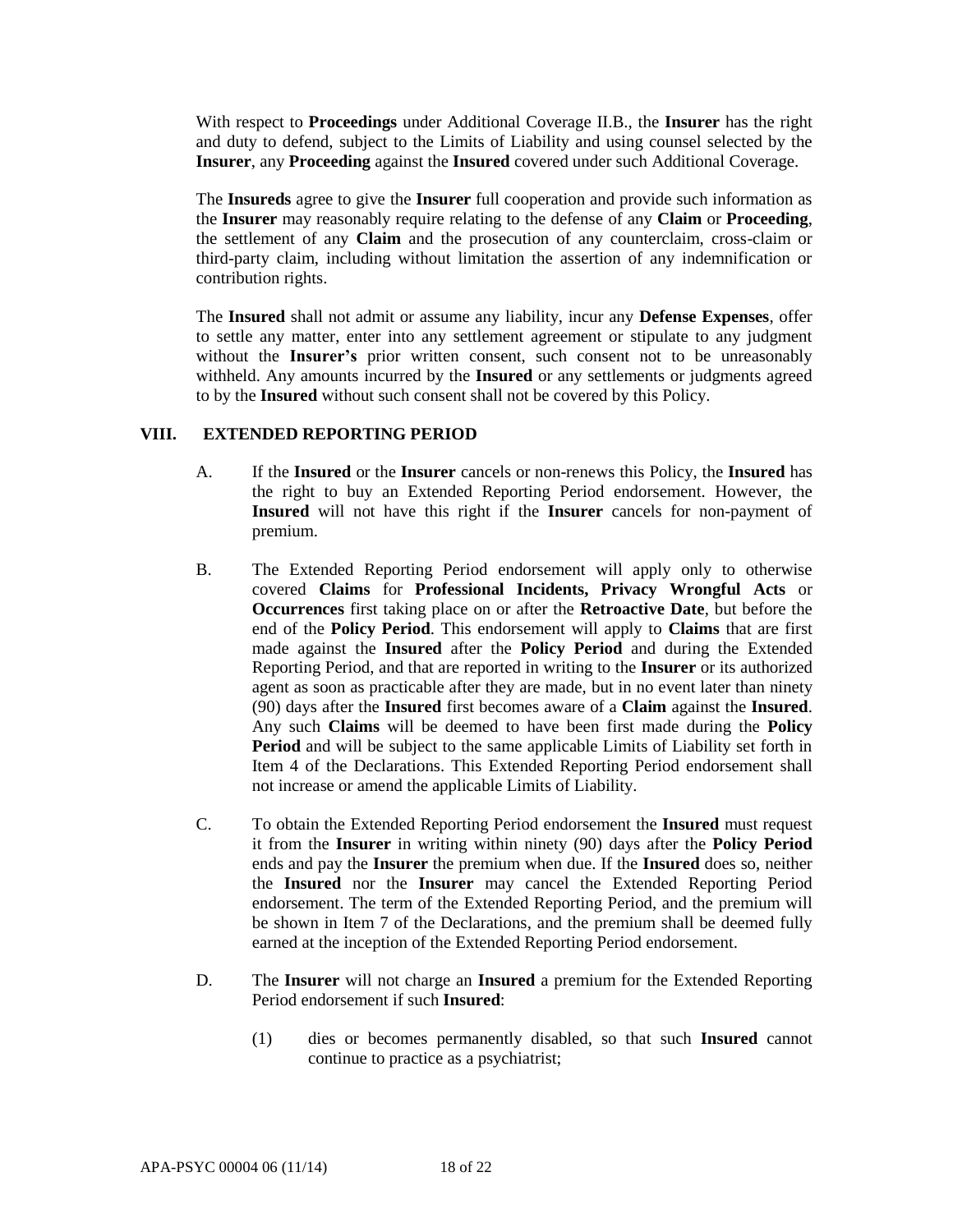With respect to **Proceedings** under Additional Coverage II.B., the **Insurer** has the right and duty to defend, subject to the Limits of Liability and using counsel selected by the **Insurer**, any **Proceeding** against the **Insured** covered under such Additional Coverage.

The **Insureds** agree to give the **Insurer** full cooperation and provide such information as the **Insurer** may reasonably require relating to the defense of any **Claim** or **Proceeding**, the settlement of any **Claim** and the prosecution of any counterclaim, cross-claim or third-party claim, including without limitation the assertion of any indemnification or contribution rights.

The **Insured** shall not admit or assume any liability, incur any **Defense Expenses**, offer to settle any matter, enter into any settlement agreement or stipulate to any judgment without the **Insurer's** prior written consent, such consent not to be unreasonably withheld. Any amounts incurred by the **Insured** or any settlements or judgments agreed to by the **Insured** without such consent shall not be covered by this Policy.

## VIII. EXTENDED REPORTING PERIOD

A. If the **Insured** or the **Insurer** cancels or non-renews this Policy, the **Insured** has the right to buy an Extended Reporting Period endorsement. However, the **Insured** will not have this right if the **Insurer** cancels for non-payment of premium.

B. The Extended Reporting Period endorsement will apply only to otherwise covered **Claims** for **Professional Incidents, Privacy Wrongful Acts** or **Occurrences** first taking place on or after the **Retroactive Date**, but before the end of the **Policy Period**. This endorsement will apply to **Claims** that are first made against the **Insured** after the **Policy Period** and during the Extended Reporting Period, and that are reported in writing to the **Insurer** or its authorized agent as soon as practicable after they are made, but in no event later than ninety (90) days after the **Insured** first becomes aware of a **Claim** against the **Insured**. Any such **Claims** will be deemed to have been first made during the **Policy Period** and will be subject to the same applicable Limits of Liability set forth in Item 4 of the Declarations. This Extended Reporting Period endorsement shall not increase or amend the applicable Limits of Liability.

C. To obtain the Extended Reporting Period endorsement the **Insured** must request it from the **Insurer** in writing within ninety (90) days after the **Policy Period** ends and pay the **Insurer** the premium when due. If the **Insured** does so, neither the **Insured** nor the **Insurer** may cancel the Extended Reporting Period endorsement. The term of the Extended Reporting Period, and the premium will be shown in Item 7 of the Declarations, and the premium shall be deemed fully earned at the inception of the Extended Reporting Period endorsement.

D. The **Insurer** will not charge an **Insured** a premium for the Extended Reporting Period endorsement if such **Insured**:

(1) dies or becomes permanently disabled, so that such **Insured** cannot continue to practice as a psychiatrist;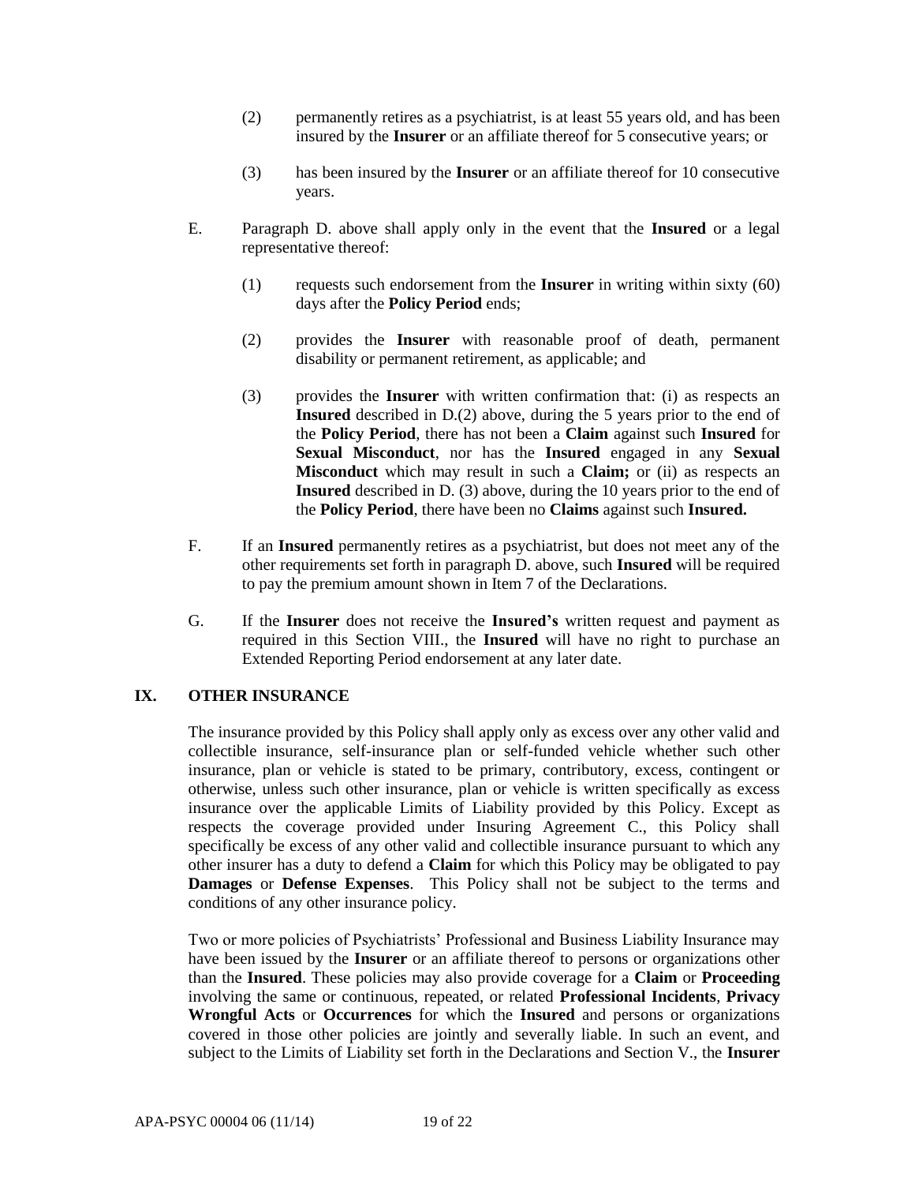(2) permanently retires as a psychiatrist, is at least 55 years old, and has been insured by the **Insurer** or an affiliate thereof for 5 consecutive years; or

(3) has been insured by the **Insurer** or an affiliate thereof for 10 consecutive years.

E. Paragraph D. above shall apply only in the event that the **Insured** or a legal representative thereof:

(1) requests such endorsement from the **Insurer** in writing within sixty (60) days after the **Policy Period** ends;

(2) provides the **Insurer** with reasonable proof of death, permanent disability or permanent retirement, as applicable; and

(3) provides the **Insurer** with written confirmation that: (i) as respects an **Insured** described in D.(2) above, during the 5 years prior to the end of the **Policy Period**, there has not been a **Claim** against such **Insured** for **Sexual Misconduct**, nor has the **Insured** engaged in any **Sexual Misconduct** which may result in such a **Claim;** or (ii) as respects an **Insured** described in D. (3) above, during the 10 years prior to the end of the **Policy Period**, there have been no **Claims** against such **Insured.**

F. If an **Insured** permanently retires as a psychiatrist, but does not meet any of the other requirements set forth in paragraph D. above, such **Insured** will be required to pay the premium amount shown in Item 7 of the Declarations.

G. If the **Insurer** does not receive the **Insured's** written request and payment as required in this Section VIII., the **Insured** will have no right to purchase an Extended Reporting Period endorsement at any later date.

## IX. OTHER INSURANCE

The insurance provided by this Policy shall apply only as excess over any other valid and collectible insurance, self-insurance plan or self-funded vehicle whether such other insurance, plan or vehicle is stated to be primary, contributory, excess, contingent or otherwise, unless such other insurance, plan or vehicle is written specifically as excess insurance over the applicable Limits of Liability provided by this Policy. Except as respects the coverage provided under Insuring Agreement C., this Policy shall specifically be excess of any other valid and collectible insurance pursuant to which any other insurer has a duty to defend a **Claim** for which this Policy may be obligated to pay **Damages** or **Defense Expenses**. This Policy shall not be subject to the terms and conditions of any other insurance policy.

Two or more policies of Psychiatrists' Professional and Business Liability Insurance may have been issued by the **Insurer** or an affiliate thereof to persons or organizations other than the **Insured**. These policies may also provide coverage for a **Claim** or **Proceeding** involving the same or continuous, repeated, or related **Professional Incidents**, **Privacy Wrongful Acts** or **Occurrences** for which the **Insured** and persons or organizations covered in those other policies are jointly and severally liable. In such an event, and subject to the Limits of Liability set forth in the Declarations and Section V., the **Insurer**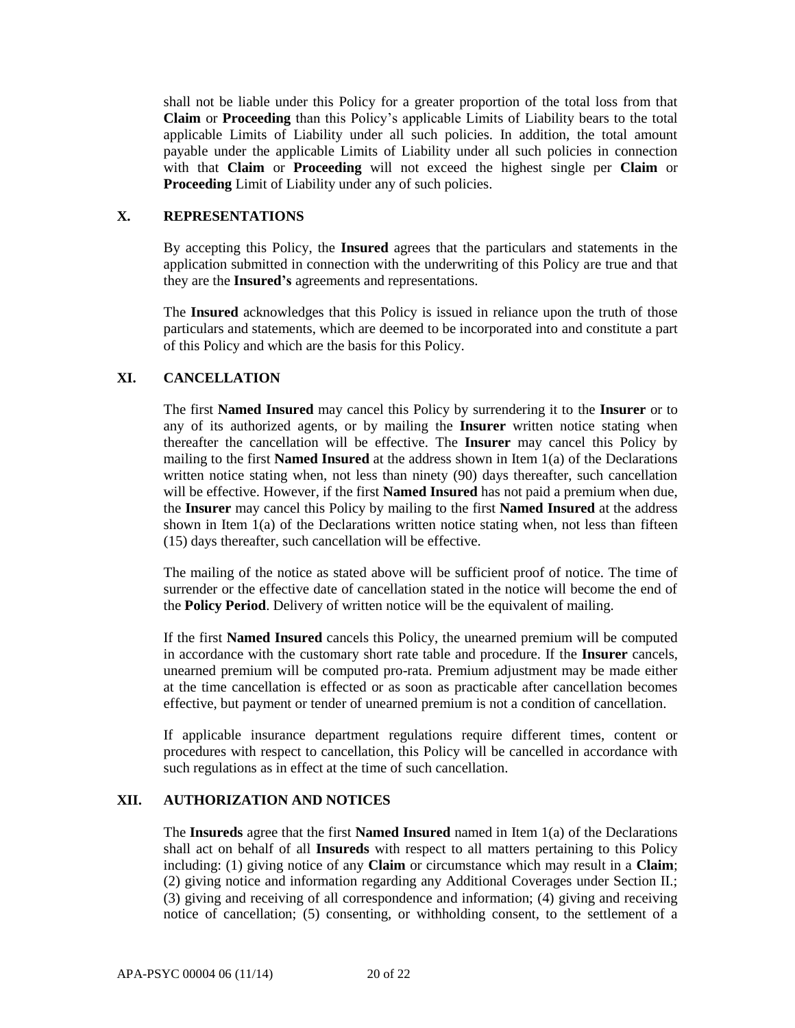shall not be liable under this Policy for a greater proportion of the total loss from that **Claim** or **Proceeding** than this Policy's applicable Limits of Liability bears to the total applicable Limits of Liability under all such policies. In addition, the total amount payable under the applicable Limits of Liability under all such policies in connection with that **Claim** or **Proceeding** will not exceed the highest single per **Claim** or **Proceeding** Limit of Liability under any of such policies.

## X. REPRESENTATIONS

By accepting this Policy, the **Insured** agrees that the particulars and statements in the application submitted in connection with the underwriting of this Policy are true and that they are the **Insured's** agreements and representations.

The **Insured** acknowledges that this Policy is issued in reliance upon the truth of those particulars and statements, which are deemed to be incorporated into and constitute a part of this Policy and which are the basis for this Policy.

## XI. CANCELLATION

The first **Named Insured** may cancel this Policy by surrendering it to the **Insurer** or to any of its authorized agents, or by mailing the **Insurer** written notice stating when thereafter the cancellation will be effective. The **Insurer** may cancel this Policy by mailing to the first **Named Insured** at the address shown in Item 1(a) of the Declarations written notice stating when, not less than ninety (90) days thereafter, such cancellation will be effective. However, if the first **Named Insured** has not paid a premium when due, the **Insurer** may cancel this Policy by mailing to the first **Named Insured** at the address shown in Item 1(a) of the Declarations written notice stating when, not less than fifteen (15) days thereafter, such cancellation will be effective.

The mailing of the notice as stated above will be sufficient proof of notice. The time of surrender or the effective date of cancellation stated in the notice will become the end of the **Policy Period**. Delivery of written notice will be the equivalent of mailing.

If the first **Named Insured** cancels this Policy, the unearned premium will be computed in accordance with the customary short rate table and procedure. If the **Insurer** cancels, unearned premium will be computed pro-rata. Premium adjustment may be made either at the time cancellation is effected or as soon as practicable after cancellation becomes effective, but payment or tender of unearned premium is not a condition of cancellation.

If applicable insurance department regulations require different times, content or procedures with respect to cancellation, this Policy will be cancelled in accordance with such regulations as in effect at the time of such cancellation.

## XII. AUTHORIZATION AND NOTICES

The **Insureds** agree that the first **Named Insured** named in Item 1(a) of the Declarations shall act on behalf of all **Insureds** with respect to all matters pertaining to this Policy including: (1) giving notice of any **Claim** or circumstance which may result in a **Claim**; (2) giving notice and information regarding any Additional Coverages under Section II.; (3) giving and receiving of all correspondence and information; (4) giving and receiving notice of cancellation; (5) consenting, or withholding consent, to the settlement of a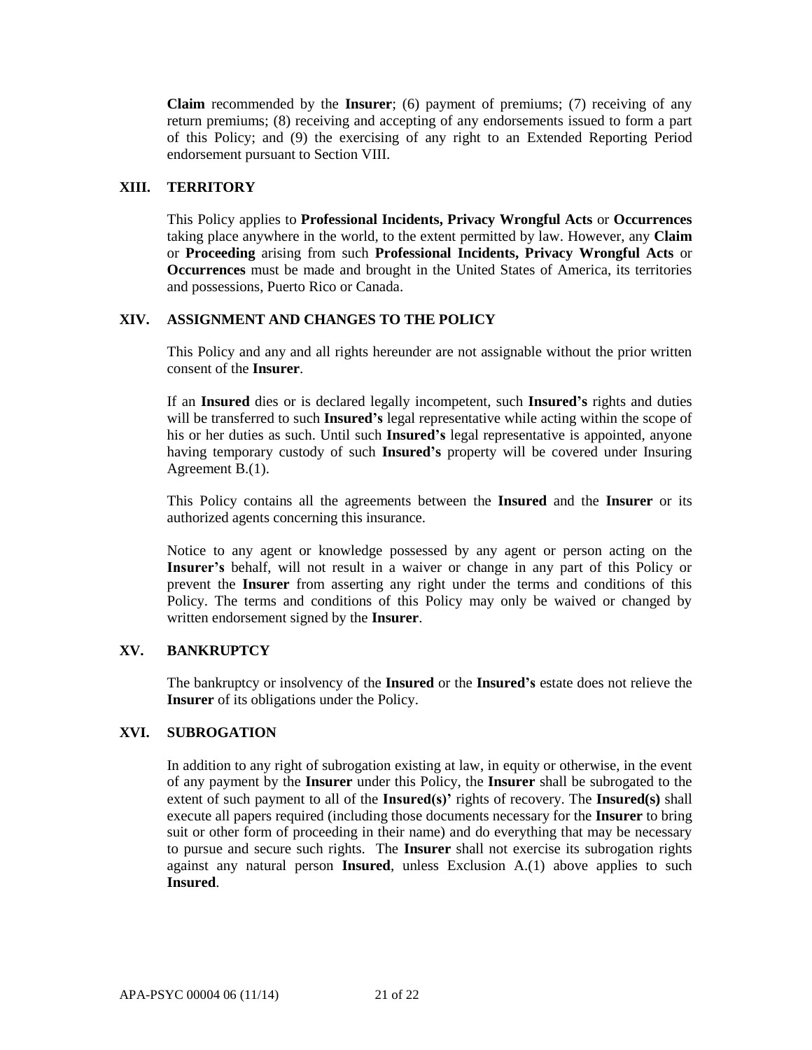**Claim** recommended by the **Insurer**; (6) payment of premiums; (7) receiving of any return premiums; (8) receiving and accepting of any endorsements issued to form a part of this Policy; and (9) the exercising of any right to an Extended Reporting Period endorsement pursuant to Section VIII.

## XIII. TERRITORY

This Policy applies to **Professional Incidents, Privacy Wrongful Acts** or **Occurrences** taking place anywhere in the world, to the extent permitted by law. However, any **Claim** or **Proceeding** arising from such **Professional Incidents, Privacy Wrongful Acts** or **Occurrences** must be made and brought in the United States of America, its territories and possessions, Puerto Rico or Canada.

## XIV. ASSIGNMENT AND CHANGES TO THE POLICY

This Policy and any and all rights hereunder are not assignable without the prior written consent of the **Insurer**.

If an **Insured** dies or is declared legally incompetent, such **Insured's** rights and duties will be transferred to such **Insured's** legal representative while acting within the scope of his or her duties as such. Until such **Insured's** legal representative is appointed, anyone having temporary custody of such **Insured's** property will be covered under Insuring Agreement B.(1).

This Policy contains all the agreements between the **Insured** and the **Insurer** or its authorized agents concerning this insurance.

Notice to any agent or knowledge possessed by any agent or person acting on the **Insurer's** behalf, will not result in a waiver or change in any part of this Policy or prevent the **Insurer** from asserting any right under the terms and conditions of this Policy. The terms and conditions of this Policy may only be waived or changed by written endorsement signed by the **Insurer**.

## XV. BANKRUPTCY

The bankruptcy or insolvency of the **Insured** or the **Insured's** estate does not relieve the **Insurer** of its obligations under the Policy.

## XVI. SUBROGATION

In addition to any right of subrogation existing at law, in equity or otherwise, in the event of any payment by the **Insurer** under this Policy, the **Insurer** shall be subrogated to the extent of such payment to all of the **Insured(s)'** rights of recovery. The **Insured(s)** shall execute all papers required (including those documents necessary for the **Insurer** to bring suit or other form of proceeding in their name) and do everything that may be necessary to pursue and secure such rights. The **Insurer** shall not exercise its subrogation rights against any natural person **Insured**, unless Exclusion A.(1) above applies to such **Insured**.

APA-PSYC 00004 06 (11/14)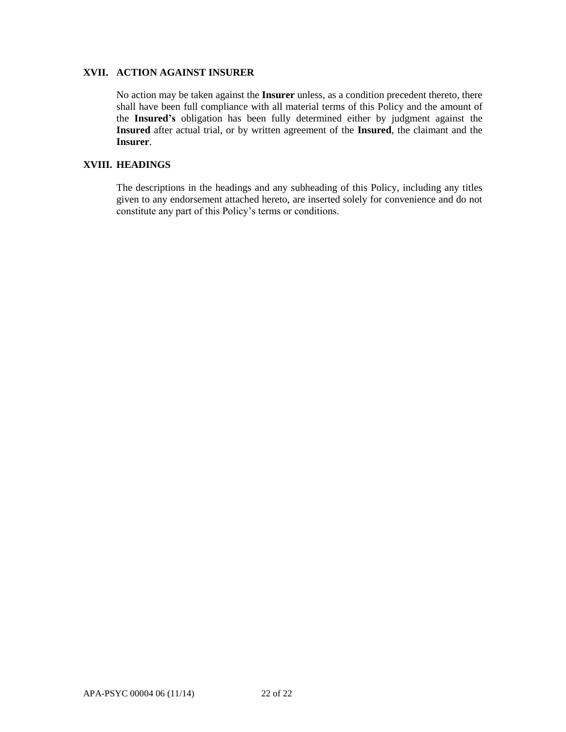## XVII. ACTION AGAINST INSURER

No action may be taken against the **Insurer** unless, as a condition precedent thereto, there shall have been full compliance with all material terms of this Policy and the amount of the **Insured's** obligation has been fully determined either by judgment against the **Insured** after actual trial, or by written agreement of the **Insured**, the claimant and the **Insurer**.

## XVIII. HEADINGS

The descriptions in the headings and any subheading of this Policy, including any titles given to any endorsement attached hereto, are inserted solely for convenience and do not constitute any part of this Policy's terms or conditions.